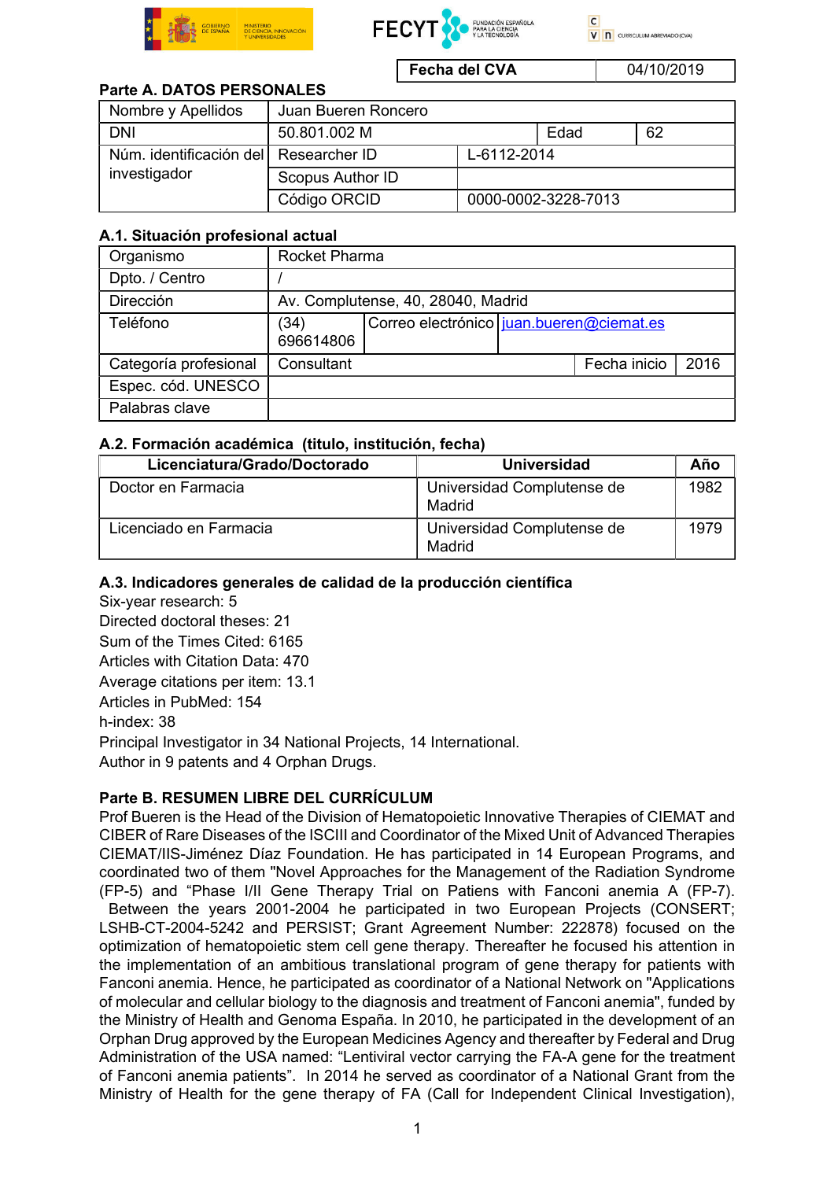| Fecha del CVA | 04/10/2019 |
|---|---|

## Parte A. DATOS PERSONALES

| Nombre y Apellidos | Juan Bueren Roncero | | | |
|---|---|---|---|---|
| DNI | 50.801.002 M | | Edad | 62 |
| Núm. identificación del investigador | Researcher ID | L-6112-2014 | | |
| | Scopus Author ID | | | |
| | Código ORCID | 0000-0002-3228-7013 | | |

### A.1. Situación profesional actual

| Organismo | Rocket Pharma | | | |
|---|---|---|---|---|
| Dpto. / Centro | / | | | |
| Dirección | Av. Complutense, 40, 28040, Madrid | | | |
| Teléfono | (34) 696614806 | Correo electrónico | juan.bueren@ciemat.es | |
| Categoría profesional | Consultant | | Fecha inicio | 2016 |
| Espec. cód. UNESCO | | | | |
| Palabras clave | | | | |

### A.2. Formación académica (titulo, institución, fecha)

| Licenciatura/Grado/Doctorado | Universidad | Año |
|---|---|---|
| Doctor en Farmacia | Universidad Complutense de Madrid | 1982 |
| Licenciado en Farmacia | Universidad Complutense de Madrid | 1979 |

### A.3. Indicadores generales de calidad de la producción científica

Six-year research: 5
Directed doctoral theses: 21
Sum of the Times Cited: 6165
Articles with Citation Data: 470
Average citations per item: 13.1
Articles in PubMed: 154
h-index: 38
Principal Investigator in 34 National Projects, 14 International.
Author in 9 patents and 4 Orphan Drugs.

## Parte B. RESUMEN LIBRE DEL CURRÍCULUM

Prof Bueren is the Head of the Division of Hematopoietic Innovative Therapies of CIEMAT and CIBER of Rare Diseases of the ISCIII and Coordinator of the Mixed Unit of Advanced Therapies CIEMAT/IIS-Jiménez Díaz Foundation. He has participated in 14 European Programs, and coordinated two of them "Novel Approaches for the Management of the Radiation Syndrome (FP-5) and "Phase I/II Gene Therapy Trial on Patiens with Fanconi anemia A (FP-7). Between the years 2001-2004 he participated in two European Projects (CONSERT; LSHB-CT-2004-5242 and PERSIST; Grant Agreement Number: 222878) focused on the optimization of hematopoietic stem cell gene therapy. Thereafter he focused his attention in the implementation of an ambitious translational program of gene therapy for patients with Fanconi anemia. Hence, he participated as coordinator of a National Network on "Applications of molecular and cellular biology to the diagnosis and treatment of Fanconi anemia", funded by the Ministry of Health and Genoma España. In 2010, he participated in the development of an Orphan Drug approved by the European Medicines Agency and thereafter by Federal and Drug Administration of the USA named: "Lentiviral vector carrying the FA-A gene for the treatment of Fanconi anemia patients". In 2014 he served as coordinator of a National Grant from the Ministry of Health for the gene therapy of FA (Call for Independent Clinical Investigation),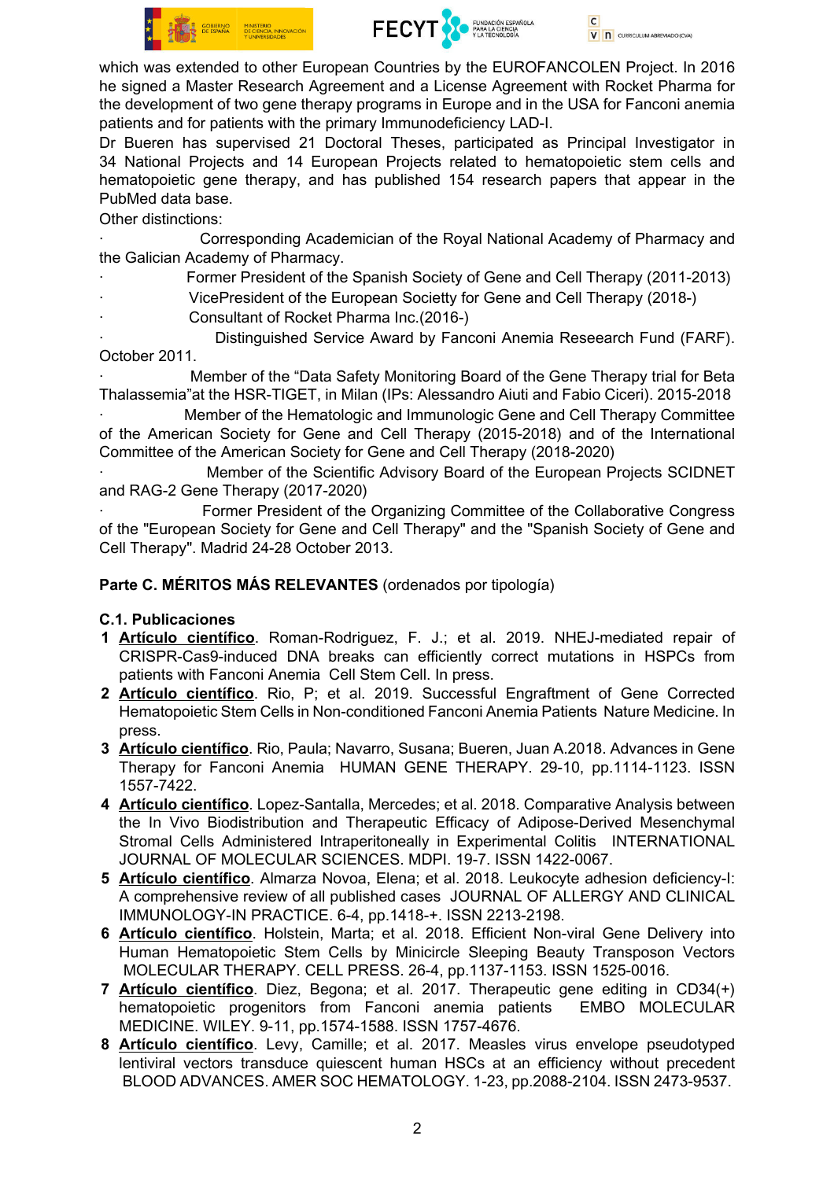which was extended to other European Countries by the EUROFANCOLEN Project. In 2016 he signed a Master Research Agreement and a License Agreement with Rocket Pharma for the development of two gene therapy programs in Europe and in the USA for Fanconi anemia patients and for patients with the primary Immunodeficiency LAD-I.

Dr Bueren has supervised 21 Doctoral Theses, participated as Principal Investigator in 34 National Projects and 14 European Projects related to hematopoietic stem cells and hematopoietic gene therapy, and has published 154 research papers that appear in the PubMed data base.

Other distinctions:

· Corresponding Academician of the Royal National Academy of Pharmacy and the Galician Academy of Pharmacy.

· Former President of the Spanish Society of Gene and Cell Therapy (2011-2013)

· VicePresident of the European Socitety for Gene and Cell Therapy (2018-)

· Consultant of Rocket Pharma Inc.(2016-)

· Distinguished Service Award by Fanconi Anemia Reseearch Fund (FARF). October 2011.

· Member of the "Data Safety Monitoring Board of the Gene Therapy trial for Beta Thalassemia"at the HSR-TIGET, in Milan (IPs: Alessandro Aiuti and Fabio Ciceri). 2015-2018

· Member of the Hematologic and Immunologic Gene and Cell Therapy Committee of the American Society for Gene and Cell Therapy (2015-2018) and of the International Committee of the American Society for Gene and Cell Therapy (2018-2020)

· Member of the Scientific Advisory Board of the European Projects SCIDNET and RAG-2 Gene Therapy (2017-2020)

· Former President of the Organizing Committee of the Collaborative Congress of the "European Society for Gene and Cell Therapy" and the "Spanish Society of Gene and Cell Therapy". Madrid 24-28 October 2013.

## Parte C. MÉRITOS MÁS RELEVANTES (ordenados por tipología)

### C.1. Publicaciones

1. **Artículo científico**. Roman-Rodriguez, F. J.; et al. 2019. NHEJ-mediated repair of CRISPR-Cas9-induced DNA breaks can efficiently correct mutations in HSPCs from patients with Fanconi Anemia Cell Stem Cell. In press.
2. **Artículo científico**. Rio, P; et al. 2019. Successful Engraftment of Gene Corrected Hematopoietic Stem Cells in Non-conditioned Fanconi Anemia Patients Nature Medicine. In press.
3. **Artículo científico**. Rio, Paula; Navarro, Susana; Bueren, Juan A.2018. Advances in Gene Therapy for Fanconi Anemia HUMAN GENE THERAPY. 29-10, pp.1114-1123. ISSN 1557-7422.
4. **Artículo científico**. Lopez-Santalla, Mercedes; et al. 2018. Comparative Analysis between the In Vivo Biodistribution and Therapeutic Efficacy of Adipose-Derived Mesenchymal Stromal Cells Administered Intraperitoneally in Experimental Colitis INTERNATIONAL JOURNAL OF MOLECULAR SCIENCES. MDPI. 19-7. ISSN 1422-0067.
5. **Artículo científico**. Almarza Novoa, Elena; et al. 2018. Leukocyte adhesion deficiency-I: A comprehensive review of all published cases JOURNAL OF ALLERGY AND CLINICAL IMMUNOLOGY-IN PRACTICE. 6-4, pp.1418-+. ISSN 2213-2198.
6. **Artículo científico**. Holstein, Marta; et al. 2018. Efficient Non-viral Gene Delivery into Human Hematopoietic Stem Cells by Minicircle Sleeping Beauty Transposon Vectors MOLECULAR THERAPY. CELL PRESS. 26-4, pp.1137-1153. ISSN 1525-0016.
7. **Artículo científico**. Diez, Begona; et al. 2017. Therapeutic gene editing in CD34(+) hematopoietic progenitors from Fanconi anemia patients EMBO MOLECULAR MEDICINE. WILEY. 9-11, pp.1574-1588. ISSN 1757-4676.
8. **Artículo científico**. Levy, Camille; et al. 2017. Measles virus envelope pseudotyped lentiviral vectors transduce quiescent human HSCs at an efficiency without precedent BLOOD ADVANCES. AMER SOC HEMATOLOGY. 1-23, pp.2088-2104. ISSN 2473-9537.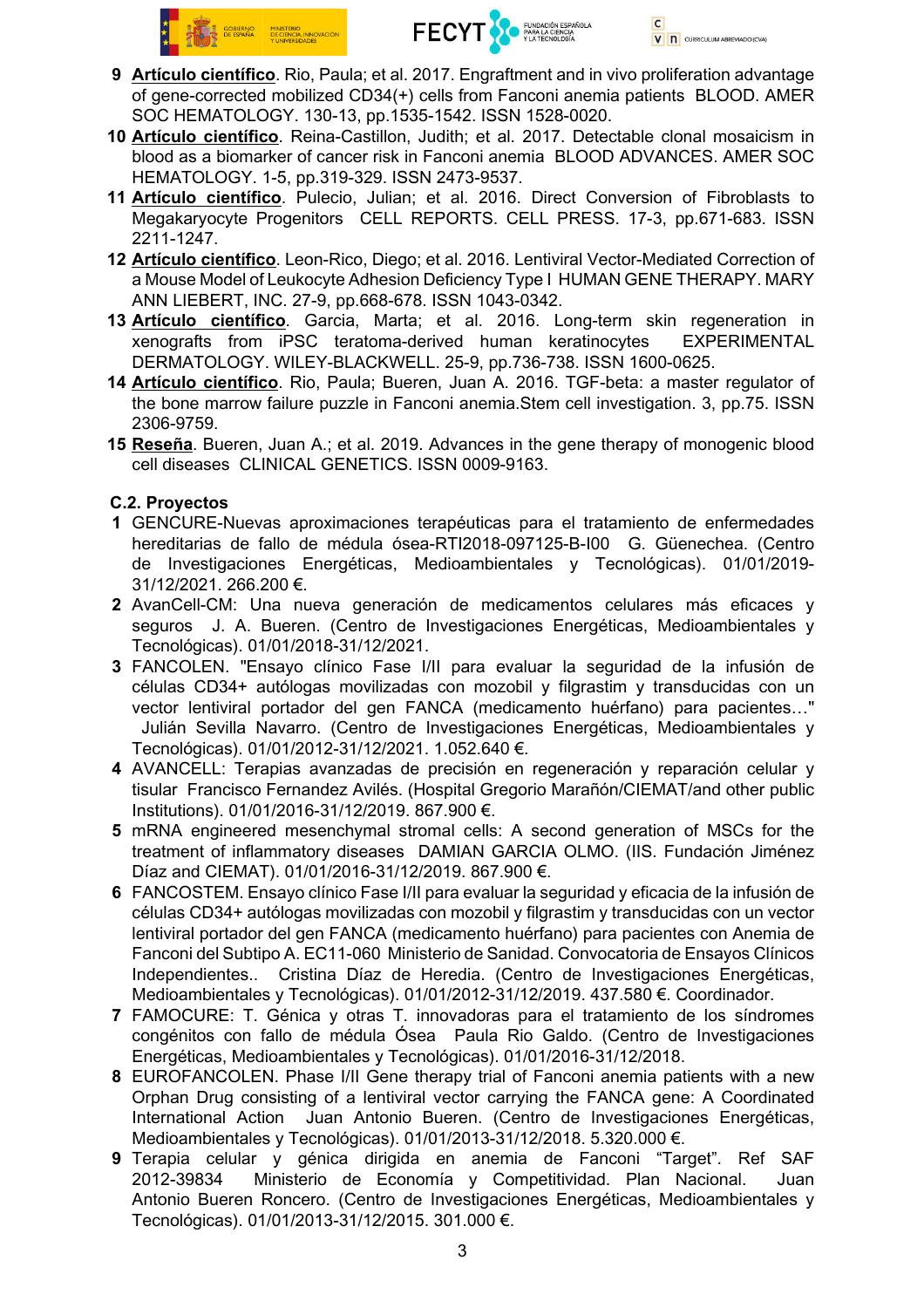9 **Artículo científico**. Rio, Paula; et al. 2017. Engraftment and in vivo proliferation advantage of gene-corrected mobilized CD34(+) cells from Fanconi anemia patients  BLOOD. AMER SOC HEMATOLOGY. 130-13, pp.1535-1542. ISSN 1528-0020.

10 **Artículo científico**. Reina-Castillon, Judith; et al. 2017. Detectable clonal mosaicism in blood as a biomarker of cancer risk in Fanconi anemia  BLOOD ADVANCES. AMER SOC HEMATOLOGY. 1-5, pp.319-329. ISSN 2473-9537.

11 **Artículo científico**. Pulecio, Julian; et al. 2016. Direct Conversion of Fibroblasts to Megakaryocyte Progenitors  CELL REPORTS. CELL PRESS. 17-3, pp.671-683. ISSN 2211-1247.

12 **Artículo científico**. Leon-Rico, Diego; et al. 2016. Lentiviral Vector-Mediated Correction of a Mouse Model of Leukocyte Adhesion Deficiency Type I  HUMAN GENE THERAPY. MARY ANN LIEBERT, INC. 27-9, pp.668-678. ISSN 1043-0342.

13 **Artículo científico**. Garcia, Marta; et al. 2016. Long-term skin regeneration in xenografts from iPSC teratoma-derived human keratinocytes  EXPERIMENTAL DERMATOLOGY. WILEY-BLACKWELL. 25-9, pp.736-738. ISSN 1600-0625.

14 **Artículo científico**. Rio, Paula; Bueren, Juan A. 2016. TGF-beta: a master regulator of the bone marrow failure puzzle in Fanconi anemia.Stem cell investigation. 3, pp.75. ISSN 2306-9759.

15 **Reseña**. Bueren, Juan A.; et al. 2019. Advances in the gene therapy of monogenic blood cell diseases  CLINICAL GENETICS. ISSN 0009-9163.

**C.2. Proyectos**

1 GENCURE-Nuevas aproximaciones terapéuticas para el tratamiento de enfermedades hereditarias de fallo de médula ósea-RTI2018-097125-B-I00  G. Güenechea. (Centro de Investigaciones Energéticas, Medioambientales y Tecnológicas). 01/01/2019-31/12/2021. 266.200 €.

2 AvanCell-CM: Una nueva generación de medicamentos celulares más eficaces y seguros  J. A. Bueren. (Centro de Investigaciones Energéticas, Medioambientales y Tecnológicas). 01/01/2018-31/12/2021.

3 FANCOLEN. "Ensayo clínico Fase I/II para evaluar la seguridad de la infusión de células CD34+ autólogas movilizadas con mozobil y filgrastim y transducidas con un vector lentiviral portador del gen FANCA (medicamento huérfano) para pacientes…"  Julián Sevilla Navarro. (Centro de Investigaciones Energéticas, Medioambientales y Tecnológicas). 01/01/2012-31/12/2021. 1.052.640 €.

4 AVANCELL: Terapias avanzadas de precisión en regeneración y reparación celular y tisular  Francisco Fernandez Avilés. (Hospital Gregorio Marañón/CIEMAT/and other public Institutions). 01/01/2016-31/12/2019. 867.900 €.

5 mRNA engineered mesenchymal stromal cells: A second generation of MSCs for the treatment of inflammatory diseases  DAMIAN GARCIA OLMO. (IIS. Fundación Jiménez Díaz and CIEMAT). 01/01/2016-31/12/2019. 867.900 €.

6 FANCOSTEM. Ensayo clínico Fase I/II para evaluar la seguridad y eficacia de la infusión de células CD34+ autólogas movilizadas con mozobil y filgrastim y transducidas con un vector lentiviral portador del gen FANCA (medicamento huérfano) para pacientes con Anemia de Fanconi del Subtipo A. EC11-060  Ministerio de Sanidad. Convocatoria de Ensayos Clínicos Independientes..  Cristina Díaz de Heredia. (Centro de Investigaciones Energéticas, Medioambientales y Tecnológicas). 01/01/2012-31/12/2019. 437.580 €. Coordinador.

7 FAMOCURE: T. Génica y otras T. innovadoras para el tratamiento de los síndromes congénitos con fallo de médula Ósea  Paula Rio Galdo. (Centro de Investigaciones Energéticas, Medioambientales y Tecnológicas). 01/01/2016-31/12/2018.

8 EUROFANCOLEN. Phase I/II Gene therapy trial of Fanconi anemia patients with a new Orphan Drug consisting of a lentiviral vector carrying the FANCA gene: A Coordinated International Action  Juan Antonio Bueren. (Centro de Investigaciones Energéticas, Medioambientales y Tecnológicas). 01/01/2013-31/12/2018. 5.320.000 €.

9 Terapia celular y génica dirigida en anemia de Fanconi "Target". Ref SAF 2012-39834  Ministerio de Economía y Competitividad. Plan Nacional.  Juan Antonio Bueren Roncero. (Centro de Investigaciones Energéticas, Medioambientales y Tecnológicas). 01/01/2013-31/12/2015. 301.000 €.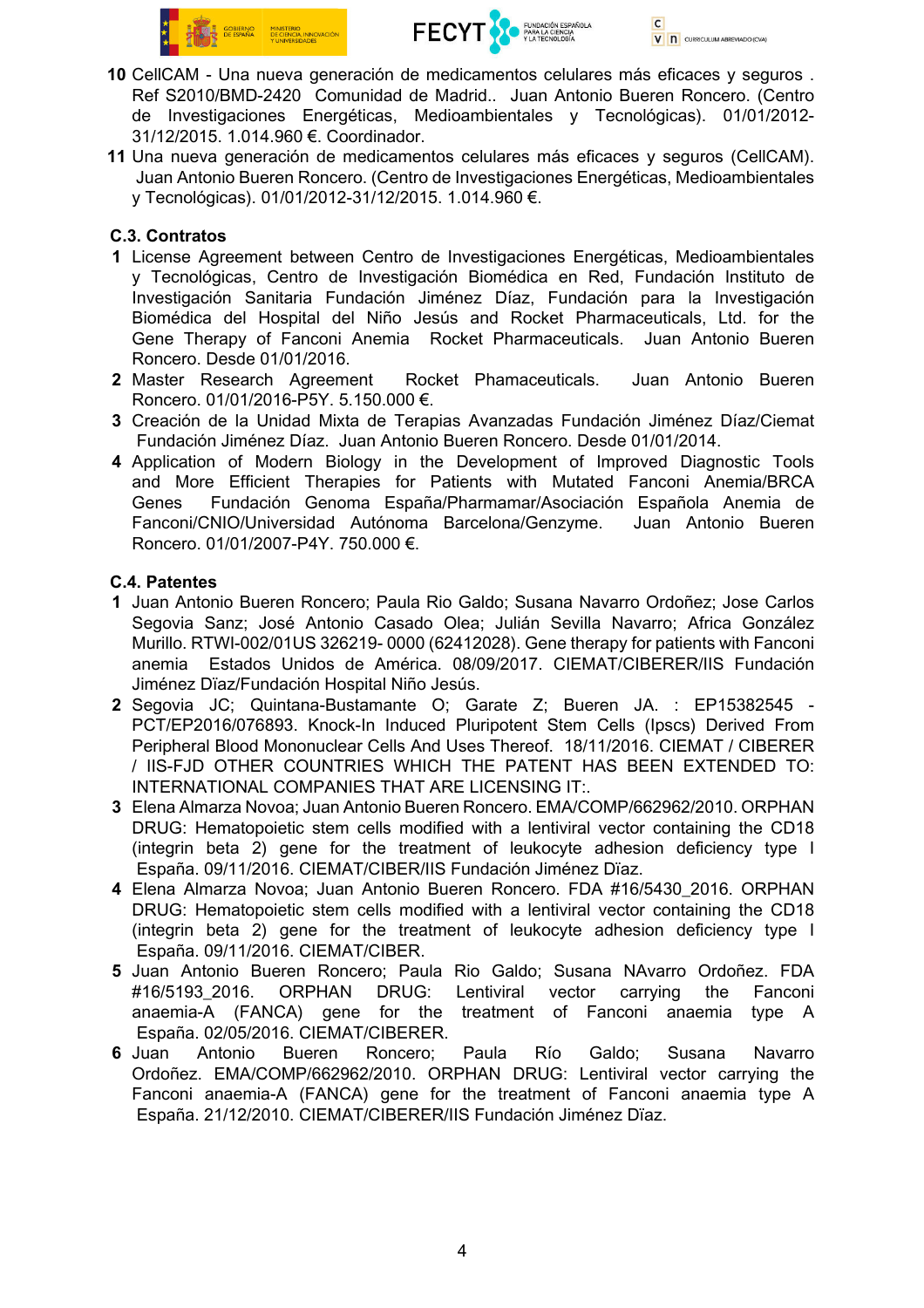10 CellCAM - Una nueva generación de medicamentos celulares más eficaces y seguros . Ref S2010/BMD-2420 Comunidad de Madrid.. Juan Antonio Bueren Roncero. (Centro de Investigaciones Energéticas, Medioambientales y Tecnológicas). 01/01/2012-31/12/2015. 1.014.960 €. Coordinador.

11 Una nueva generación de medicamentos celulares más eficaces y seguros (CellCAM). Juan Antonio Bueren Roncero. (Centro de Investigaciones Energéticas, Medioambientales y Tecnológicas). 01/01/2012-31/12/2015. 1.014.960 €.

**C.3. Contratos**

1 License Agreement between Centro de Investigaciones Energéticas, Medioambientales y Tecnológicas, Centro de Investigación Biomédica en Red, Fundación Instituto de Investigación Sanitaria Fundación Jiménez Díaz, Fundación para la Investigación Biomédica del Hospital del Niño Jesús and Rocket Pharmaceuticals, Ltd. for the Gene Therapy of Fanconi Anemia Rocket Pharmaceuticals. Juan Antonio Bueren Roncero. Desde 01/01/2016.

2 Master Research Agreement Rocket Phamaceuticals. Juan Antonio Bueren Roncero. 01/01/2016-P5Y. 5.150.000 €.

3 Creación de la Unidad Mixta de Terapias Avanzadas Fundación Jiménez Díaz/Ciemat Fundación Jiménez Díaz. Juan Antonio Bueren Roncero. Desde 01/01/2014.

4 Application of Modern Biology in the Development of Improved Diagnostic Tools and More Efficient Therapies for Patients with Mutated Fanconi Anemia/BRCA Genes Fundación Genoma España/Pharmamar/Asociación Española Anemia de Fanconi/CNIO/Universidad Autónoma Barcelona/Genzyme. Juan Antonio Bueren Roncero. 01/01/2007-P4Y. 750.000 €.

**C.4. Patentes**

1 Juan Antonio Bueren Roncero; Paula Rio Galdo; Susana Navarro Ordoñez; Jose Carlos Segovia Sanz; José Antonio Casado Olea; Julián Sevilla Navarro; Africa González Murillo. RTWI-002/01US 326219- 0000 (62412028). Gene therapy for patients with Fanconi anemia Estados Unidos de América. 08/09/2017. CIEMAT/CIBERER/IIS Fundación Jiménez Dïaz/Fundación Hospital Niño Jesús.

2 Segovia JC; Quintana-Bustamante O; Garate Z; Bueren JA. : EP15382545 - PCT/EP2016/076893. Knock-In Induced Pluripotent Stem Cells (Ipscs) Derived From Peripheral Blood Mononuclear Cells And Uses Thereof. 18/11/2016. CIEMAT / CIBERER / IIS-FJD OTHER COUNTRIES WHICH THE PATENT HAS BEEN EXTENDED TO: INTERNATIONAL COMPANIES THAT ARE LICENSING IT:.

3 Elena Almarza Novoa; Juan Antonio Bueren Roncero. EMA/COMP/662962/2010. ORPHAN DRUG: Hematopoietic stem cells modified with a lentiviral vector containing the CD18 (integrin beta 2) gene for the treatment of leukocyte adhesion deficiency type I España. 09/11/2016. CIEMAT/CIBER/IIS Fundación Jiménez Dïaz.

4 Elena Almarza Novoa; Juan Antonio Bueren Roncero. FDA #16/5430_2016. ORPHAN DRUG: Hematopoietic stem cells modified with a lentiviral vector containing the CD18 (integrin beta 2) gene for the treatment of leukocyte adhesion deficiency type I España. 09/11/2016. CIEMAT/CIBER.

5 Juan Antonio Bueren Roncero; Paula Rio Galdo; Susana NAvarro Ordoñez. FDA #16/5193_2016. ORPHAN DRUG: Lentiviral vector carrying the Fanconi anaemia-A (FANCA) gene for the treatment of Fanconi anaemia type A España. 02/05/2016. CIEMAT/CIBERER.

6 Juan Antonio Bueren Roncero; Paula Río Galdo; Susana Navarro Ordoñez. EMA/COMP/662962/2010. ORPHAN DRUG: Lentiviral vector carrying the Fanconi anaemia-A (FANCA) gene for the treatment of Fanconi anaemia type A España. 21/12/2010. CIEMAT/CIBERER/IIS Fundación Jiménez Dïaz.